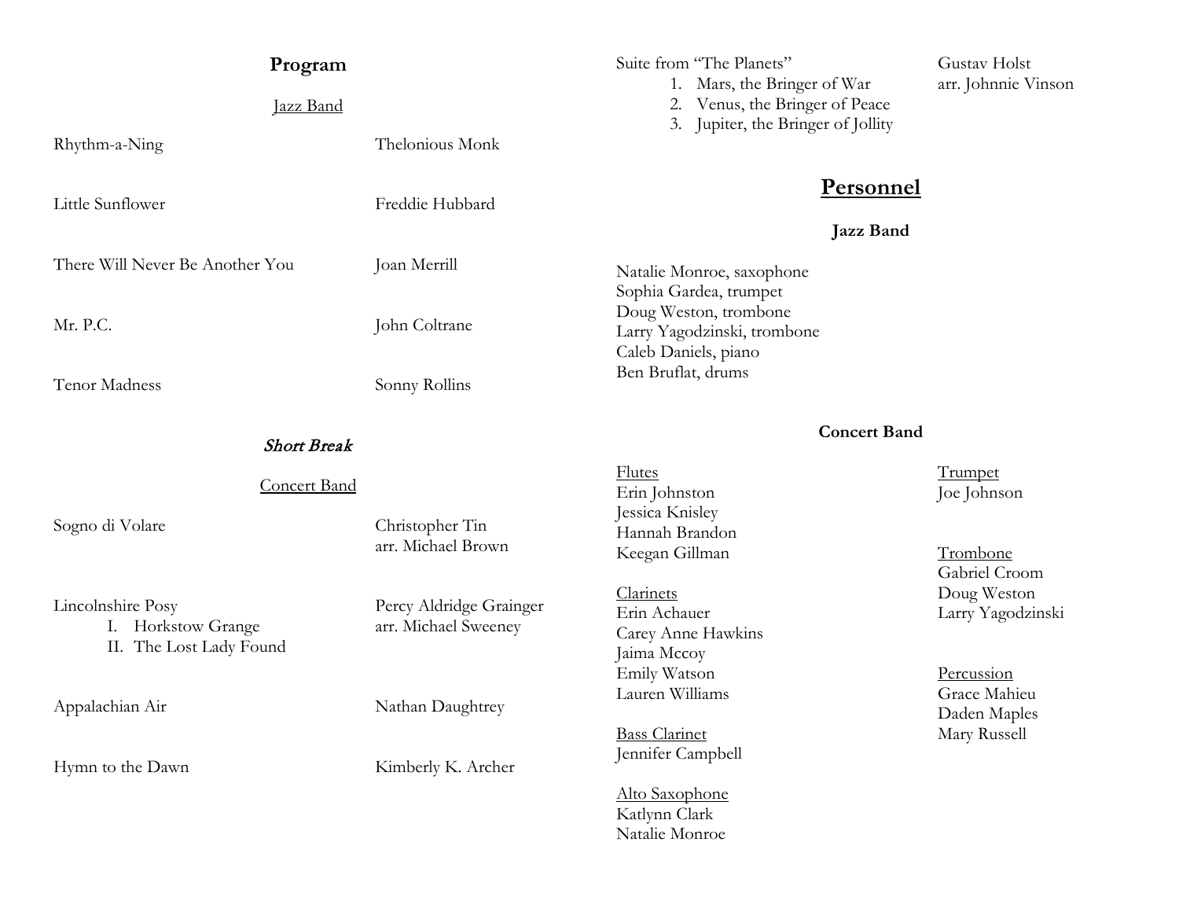# Program

Jazz Band

| | |
|---|---|
| Rhythm-a-Ning | Thelonious Monk |
| Little Sunflower | Freddie Hubbard |
| There Will Never Be Another You | Joan Merrill |
| Mr. P.C. | John Coltrane |
| Tenor Madness | Sonny Rollins |

*Short Break*

Concert Band

| | |
|---|---|
| Sogno di Volare | Christopher Tin<br>arr. Michael Brown |
| Lincolnshire Posy<br>I. Horkstow Grange<br>II. The Lost Lady Found | Percy Aldridge Grainger<br>arr. Michael Sweeney |
| Appalachian Air | Nathan Daughtrey |
| Hymn to the Dawn | Kimberly K. Archer |
| Suite from "The Planets"<br>1. Mars, the Bringer of War<br>2. Venus, the Bringer of Peace<br>3. Jupiter, the Bringer of Jollity | Gustav Holst<br>arr. Johnnie Vinson |

# Personnel

## Jazz Band

Natalie Monroe, saxophone
Sophia Gardea, trumpet
Doug Weston, trombone
Larry Yagodzinski, trombone
Caleb Daniels, piano
Ben Bruflat, drums

## Concert Band

Flutes
Erin Johnston
Jessica Knisley
Hannah Brandon
Keegan Gillman

Clarinets
Erin Achauer
Carey Anne Hawkins
Jaima Mccoy
Emily Watson
Lauren Williams

Bass Clarinet
Jennifer Campbell

Alto Saxophone
Katlynn Clark
Natalie Monroe

Trumpet
Joe Johnson

Trombone
Gabriel Croom
Doug Weston
Larry Yagodzinski

Percussion
Grace Mahieu
Daden Maples
Mary Russell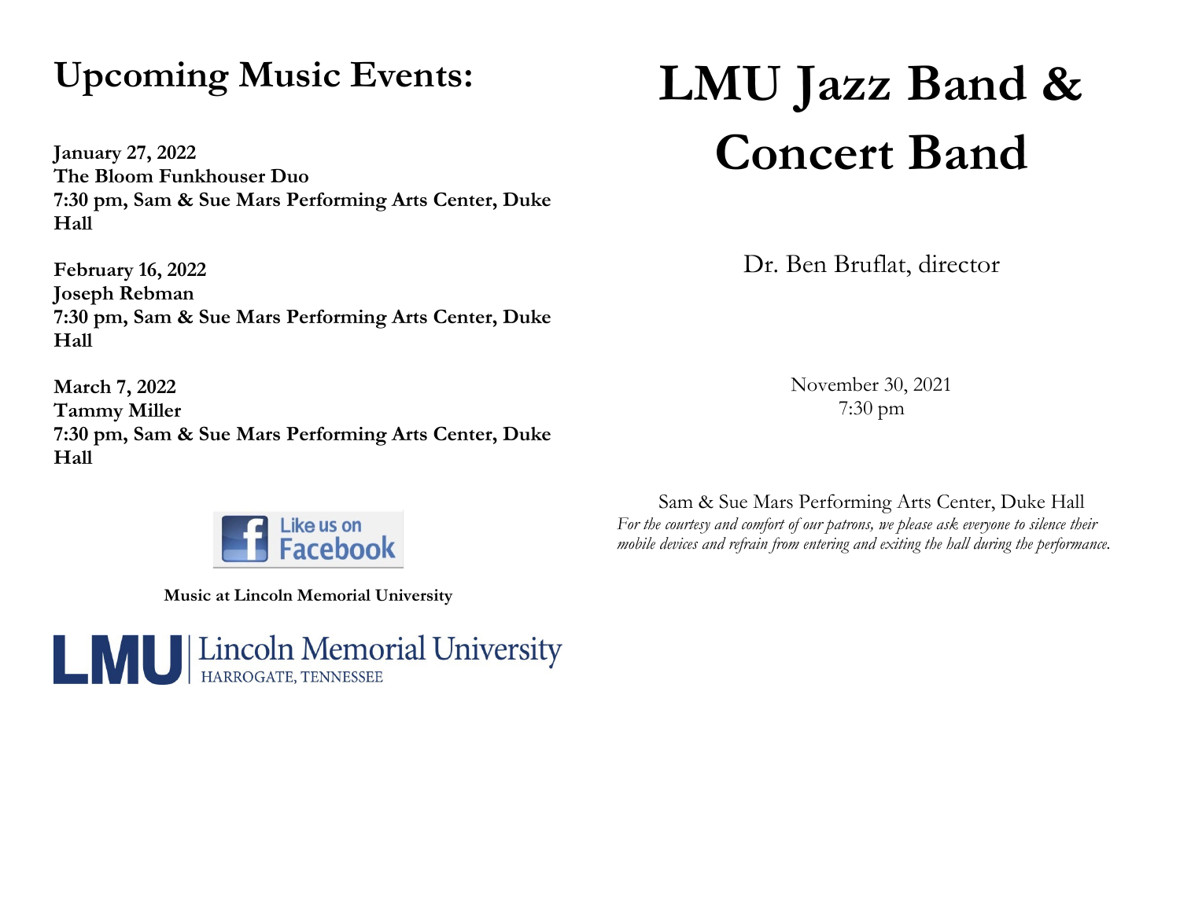## Upcoming Music Events:

**January 27, 2022**
**The Bloom Funkhouser Duo**
**7:30 pm, Sam & Sue Mars Performing Arts Center, Duke Hall**

**February 16, 2022**
**Joseph Rebman**
**7:30 pm, Sam & Sue Mars Performing Arts Center, Duke Hall**

**March 7, 2022**
**Tammy Miller**
**7:30 pm, Sam & Sue Mars Performing Arts Center, Duke Hall**

Like us on Facebook

**Music at Lincoln Memorial University**

LMU | Lincoln Memorial University
HARROGATE, TENNESSEE

# LMU Jazz Band & Concert Band

Dr. Ben Bruflat, director

November 30, 2021
7:30 pm

Sam & Sue Mars Performing Arts Center, Duke Hall

*For the courtesy and comfort of our patrons, we please ask everyone to silence their mobile devices and refrain from entering and exiting the hall during the performance.*